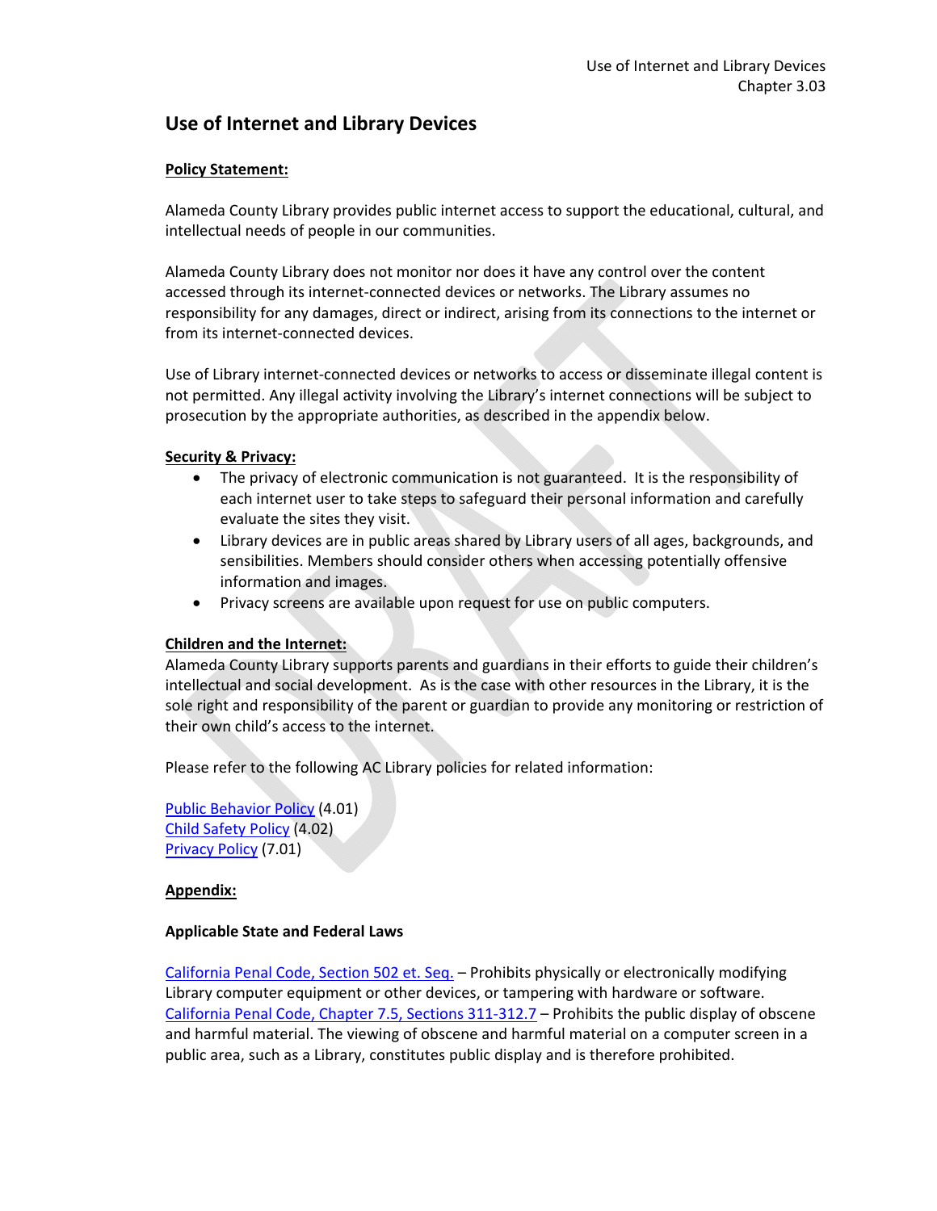# Use of Internet and Library Devices

**Policy Statement:**

Alameda County Library provides public internet access to support the educational, cultural, and intellectual needs of people in our communities.

Alameda County Library does not monitor nor does it have any control over the content accessed through its internet-connected devices or networks. The Library assumes no responsibility for any damages, direct or indirect, arising from its connections to the internet or from its internet-connected devices.

Use of Library internet-connected devices or networks to access or disseminate illegal content is not permitted. Any illegal activity involving the Library's internet connections will be subject to prosecution by the appropriate authorities, as described in the appendix below.

**Security & Privacy:**

- The privacy of electronic communication is not guaranteed. It is the responsibility of each internet user to take steps to safeguard their personal information and carefully evaluate the sites they visit.
- Library devices are in public areas shared by Library users of all ages, backgrounds, and sensibilities. Members should consider others when accessing potentially offensive information and images.
- Privacy screens are available upon request for use on public computers.

**Children and the Internet:**

Alameda County Library supports parents and guardians in their efforts to guide their children's intellectual and social development. As is the case with other resources in the Library, it is the sole right and responsibility of the parent or guardian to provide any monitoring or restriction of their own child's access to the internet.

Please refer to the following AC Library policies for related information:

Public Behavior Policy (4.01)
Child Safety Policy (4.02)
Privacy Policy (7.01)

**Appendix:**

**Applicable State and Federal Laws**

California Penal Code, Section 502 et. Seq. – Prohibits physically or electronically modifying Library computer equipment or other devices, or tampering with hardware or software.
California Penal Code, Chapter 7.5, Sections 311-312.7 – Prohibits the public display of obscene and harmful material. The viewing of obscene and harmful material on a computer screen in a public area, such as a Library, constitutes public display and is therefore prohibited.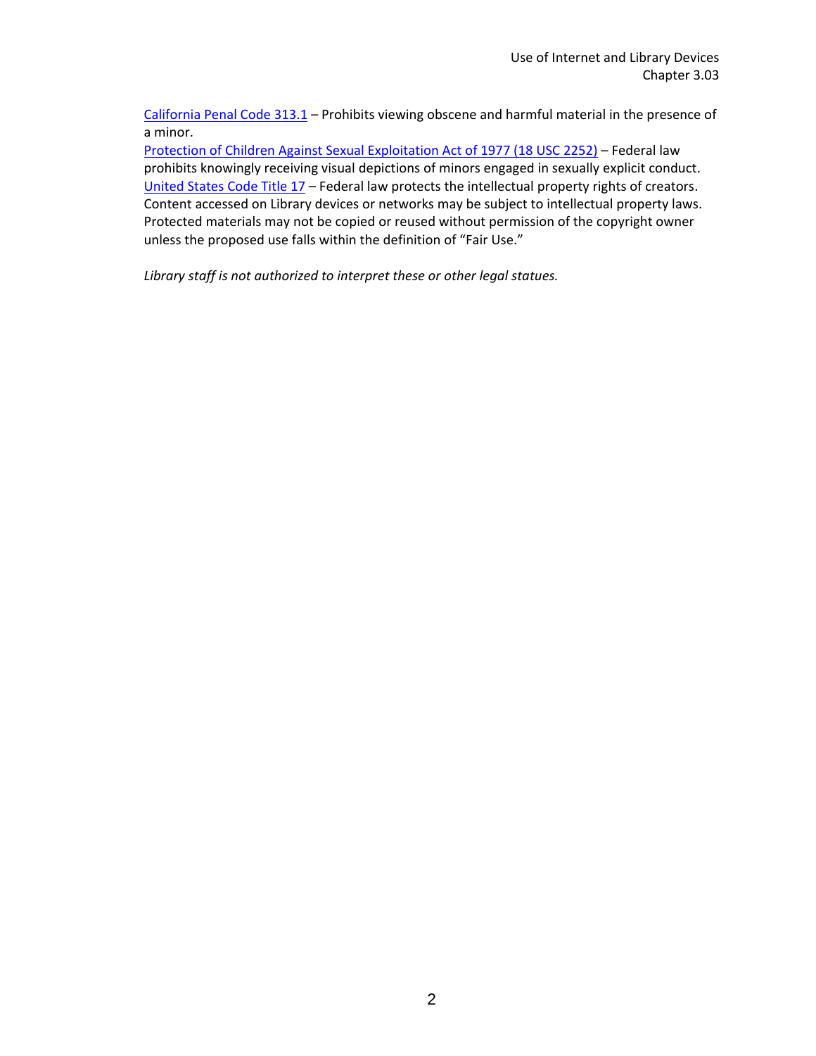California Penal Code 313.1 – Prohibits viewing obscene and harmful material in the presence of a minor.
Protection of Children Against Sexual Exploitation Act of 1977 (18 USC 2252) – Federal law prohibits knowingly receiving visual depictions of minors engaged in sexually explicit conduct.
United States Code Title 17 – Federal law protects the intellectual property rights of creators. Content accessed on Library devices or networks may be subject to intellectual property laws. Protected materials may not be copied or reused without permission of the copyright owner unless the proposed use falls within the definition of "Fair Use."

*Library staff is not authorized to interpret these or other legal statues.*